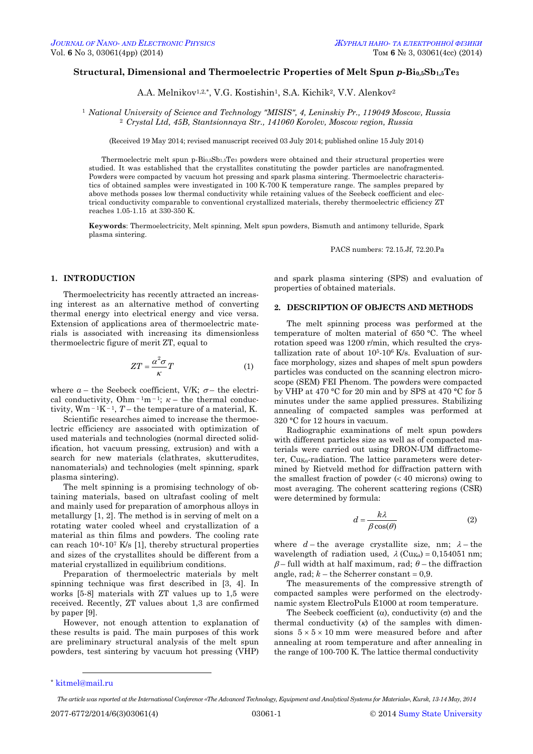# Structural, Dimensional and Thermoelectric Properties of Melt Spun p-$Bi_{0.5}Sb_{1.5}Te_3$

A.A. Melnikov[1,2,*], V.G. Kostishin[1], S.A. Kichik[2], V.V. Alenkov[2]

[1] *National University of Science and Technology "MISIS", 4, Leninskiy Pr., 119049 Moscow, Russia*
[2] *Crystal Ltd, 45B, Stantsionnaya Str., 141060 Korolev, Moscow region, Russia*

(Received 19 May 2014; revised manuscript received 03 July 2014; published online 15 July 2014)

Thermoelectric melt spun p-$Bi_{0.5}Sb_{1.5}Te_3$ powders were obtained and their structural properties were studied. It was established that the crystallites constituting the powder particles are nanofragmented. Powders were compacted by vacuum hot pressing and spark plasma sintering. Thermoelectric characteristics of obtained samples were investigated in 100 K-700 K temperature range. The samples prepared by above methods posses low thermal conductivity while retaining values of the Seebeck coefficient and electrical conductivity comparable to conventional crystallized materials, thereby thermoelectric efficiency ZT reaches 1.05-1.15 at 330-350 K.

**Keywords**: Thermoelectricity, Melt spinning, Melt spun powders, Bismuth and antimony telluride, Spark plasma sintering.

PACS numbers: 72.15.Jf, 72.20.Pa

## 1. INTRODUCTION

Thermoelectricity has recently attracted an increasing interest as an alternative method of converting thermal energy into electrical energy and vice versa. Extension of applications area of thermoelectric materials is associated with increasing its dimensionless thermoelectric figure of merit ZT, equal to

$$ZT = \frac{\alpha^2\sigma}{\kappa}T \qquad (1)$$

where $\alpha$ – the Seebeck coefficient, V/K; $\sigma$ – the electrical conductivity, $Ohm^{-1}m^{-1}$; $\kappa$ – the thermal conductivity, $Wm^{-1}K^{-1}$, $T$ – the temperature of a material, K.

Scientific researches aimed to increase the thermoelectric efficiency are associated with optimization of used materials and technologies (normal directed solidification, hot vacuum pressing, extrusion) and with a search for new materials (clathrates, skutterudites, nanomaterials) and technologies (melt spinning, spark plasma sintering).

The melt spinning is a promising technology of obtaining materials, based on ultrafast cooling of melt and mainly used for preparation of amorphous alloys in metallurgy [1, 2]. The method is in serving of melt on a rotating water cooled wheel and crystallization of a material as thin films and powders. The cooling rate can reach $10^4$-$10^7$ K/s [1], thereby structural properties and sizes of the crystallites should be different from a material crystallized in equilibrium conditions.

Preparation of thermoelectric materials by melt spinning technique was first described in [3, 4]. In works [5-8] materials with ZT values up to 1,5 were received. Recently, ZT values about 1,3 are confirmed by paper [9].

However, not enough attention to explanation of these results is paid. The main purposes of this work are preliminary structural analysis of the melt spun powders, test sintering by vacuum hot pressing (VHP) and spark plasma sintering (SPS) and evaluation of properties of obtained materials.

## 2. DESCRIPTION OF OBJECTS AND METHODS

The melt spinning process was performed at the temperature of molten material of 650 °C. The wheel rotation speed was 1200 r/min, which resulted the crystallization rate of about $10^5$-$10^6$ K/s. Evaluation of surface morphology, sizes and shapes of melt spun powders particles was conducted on the scanning electron microscope (SEM) FEI Phenom. The powders were compacted by VHP at 470 °C for 20 min and by SPS at 470 °C for 5 minutes under the same applied pressures. Stabilizing annealing of compacted samples was performed at 320 °C for 12 hours in vacuum.

Radiographic examinations of melt spun powders with different particles size as well as of compacted materials were carried out using DRON-UM diffractometer, $Cu_{K\alpha}$-radiation. The lattice parameters were determined by Rietveld method for diffraction pattern with the smallest fraction of powder (< 40 microns) owing to most averaging. The coherent scattering regions (CSR) were determined by formula:

$$d = \frac{k\lambda}{\beta\cos(\theta)} \qquad (2)$$

where $d$ – the average crystallite size, nm; $\lambda$ – the wavelength of radiation used, $\lambda$ ($Cu_{K\alpha}$) = 0,154051 nm; $\beta$ – full width at half maximum, rad; $\theta$ – the diffraction angle, rad; $k$ – the Scherrer constant = 0,9.

The measurements of the compressive strength of compacted samples were performed on the electrodynamic system ElectroPuls E1000 at room temperature.

The Seebeck coefficient ($\alpha$), conductivity ($\sigma$) and the thermal conductivity ($\kappa$) of the samples with dimensions $5 \times 5 \times 10$ mm were measured before and after annealing at room temperature and after annealing in the range of 100-700 K. The lattice thermal conductivity

\* kitmel@mail.ru

*The article was reported at the International Conference «The Advanced Technology, Equipment and Analytical Systems for Materials», Kursk, 13-14 May, 2014*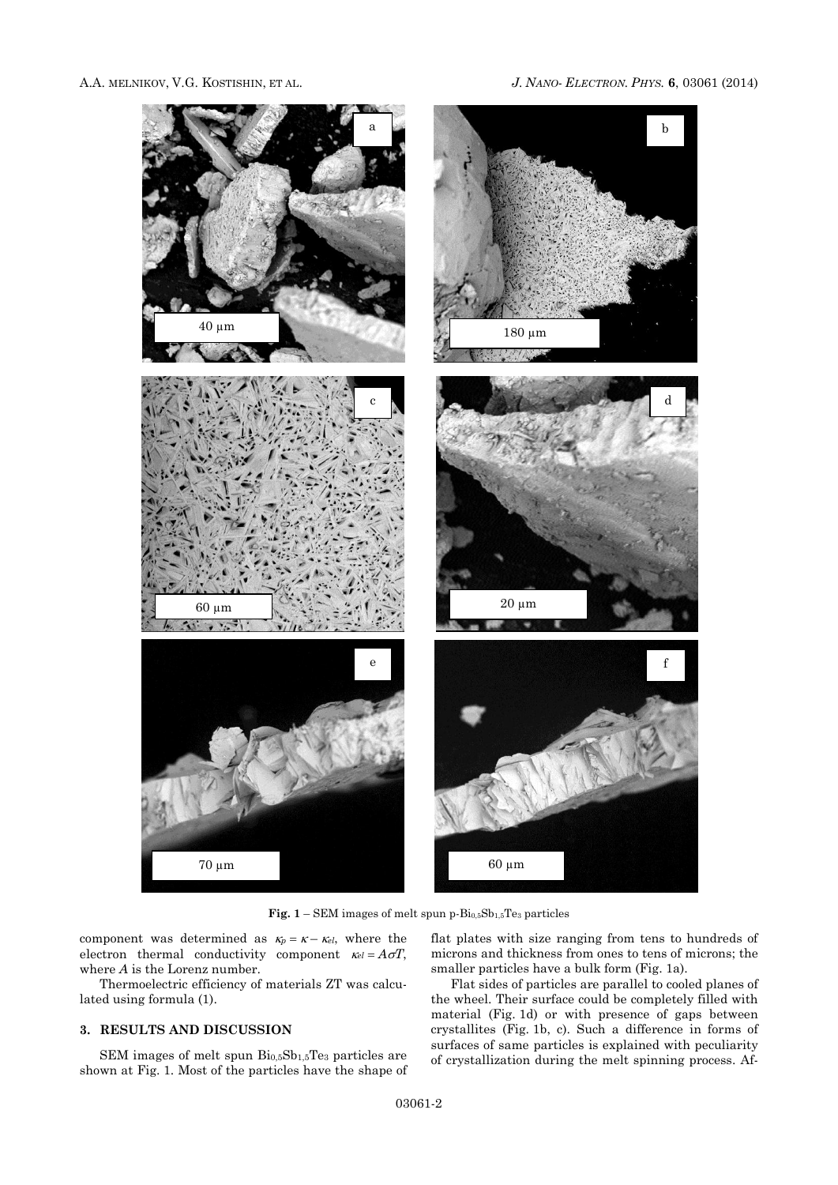**Fig. 1** – SEM images of melt spun p-$Bi_{0,5}Sb_{1,5}Te_3$ particles

component was determined as $\kappa_p = \kappa - \kappa_{el}$, where the electron thermal conductivity component $\kappa_{el} = A\sigma T$, where $A$ is the Lorenz number.

Thermoelectric efficiency of materials ZT was calculated using formula (1).

## 3. RESULTS AND DISCUSSION

SEM images of melt spun $Bi_{0,5}Sb_{1,5}Te_3$ particles are shown at Fig. 1. Most of the particles have the shape of flat plates with size ranging from tens to hundreds of microns and thickness from ones to tens of microns; the smaller particles have a bulk form (Fig. 1a).

Flat sides of particles are parallel to cooled planes of the wheel. Their surface could be completely filled with material (Fig. 1d) or with presence of gaps between crystallites (Fig. 1b, c). Such a difference in forms of surfaces of same particles is explained with peculiarity of crystallization during the melt spinning process. Af-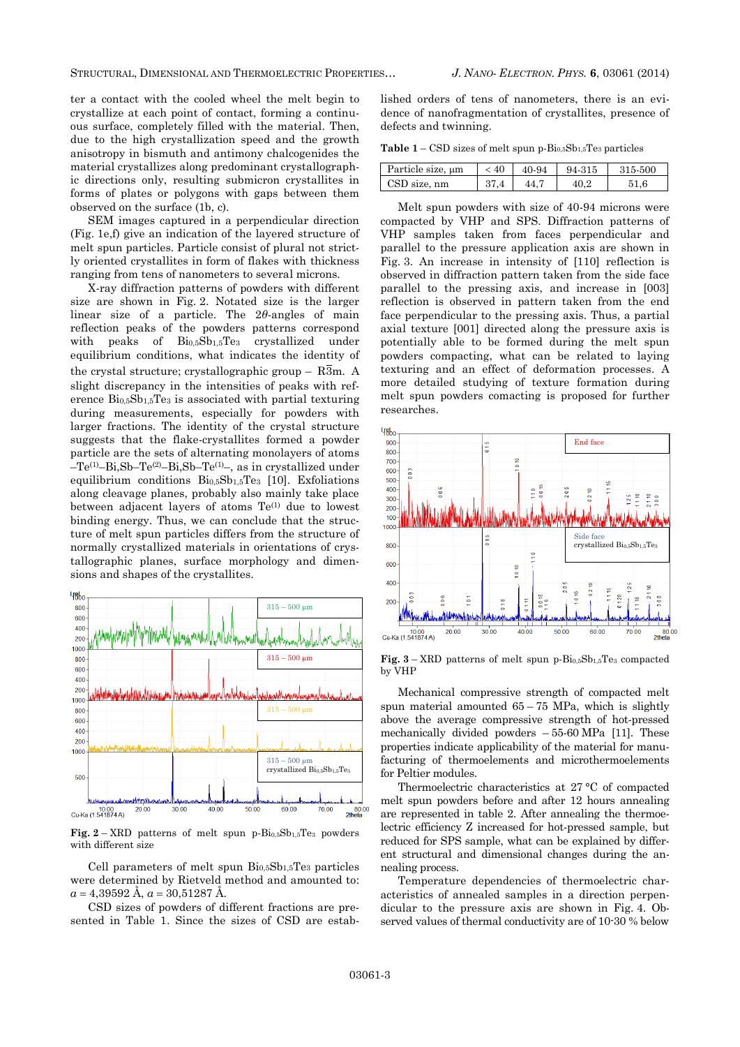ter a contact with the cooled wheel the melt begin to crystallize at each point of contact, forming a continuous surface, completely filled with the material. Then, due to the high crystallization speed and the growth anisotropy in bismuth and antimony chalcogenides the material crystallizes along predominant crystallographic directions only, resulting submicron crystallites in forms of plates or polygons with gaps between them observed on the surface (1b, c).

SEM images captured in a perpendicular direction (Fig. 1e,f) give an indication of the layered structure of melt spun particles. Particle consist of plural not strictly oriented crystallites in form of flakes with thickness ranging from tens of nanometers to several microns.

X-ray diffraction patterns of powders with different size are shown in Fig. 2. Notated size is the larger linear size of a particle. The $2\theta$-angles of main reflection peaks of the powders patterns correspond with peaks of $Bi_{0,5}Sb_{1,5}Te_3$ crystallized under equilibrium conditions, what indicates the identity of the crystal structure; crystallographic group – $R\bar{3}m$. A slight discrepancy in the intensities of peaks with reference $Bi_{0,5}Sb_{1,5}Te_3$ is associated with partial texturing during measurements, especially for powders with larger fractions. The identity of the crystal structure suggests that the flake-crystallites formed a powder particle are the sets of alternating monolayers of atoms $–Te^{(1)}–Bi,Sb–Te^{(2)}–Bi,Sb–Te^{(1)}–$, as in crystallized under equilibrium conditions $Bi_{0,5}Sb_{1,5}Te_3$ [10]. Exfoliations along cleavage planes, probably also mainly take place between adjacent layers of atoms $Te^{(1)}$ due to lowest binding energy. Thus, we can conclude that the structure of melt spun particles differs from the structure of normally crystallized materials in orientations of crystallographic planes, surface morphology and dimensions and shapes of the crystallites.

**Fig. 2** – XRD patterns of melt spun p-$Bi_{0,5}Sb_{1,5}Te_3$ powders with different size

Cell parameters of melt spun $Bi_{0,5}Sb_{1,5}Te_3$ particles were determined by Rietveld method and amounted to: $a$ = 4,39592 Å, $a$ = 30,51287 Å.

CSD sizes of powders of different fractions are presented in Table 1. Since the sizes of CSD are established orders of tens of nanometers, there is an evidence of nanofragmentation of crystallites, presence of defects and twinning.

**Table 1** – CSD sizes of melt spun p-$Bi_{0,5}Sb_{1,5}Te_3$ particles

| Particle size, μm | < 40 | 40-94 | 94-315 | 315-500 |
|---|---|---|---|---|
| CSD size, nm | 37,4 | 44,7 | 40,2 | 51,6 |

Melt spun powders with size of 40-94 microns were compacted by VHP and SPS. Diffraction patterns of VHP samples taken from faces perpendicular and parallel to the pressure application axis are shown in Fig. 3. An increase in intensity of [110] reflection is observed in diffraction pattern taken from the side face parallel to the pressing axis, and increase in [003] reflection is observed in pattern taken from the end face perpendicular to the pressing axis. Thus, a partial axial texture [001] directed along the pressure axis is potentially able to be formed during the melt spun powders compacting, what can be related to laying texturing and an effect of deformation processes. A more detailed studying of texture formation during melt spun powders comacting is proposed for further researches.

**Fig. 3** – XRD patterns of melt spun p-$Bi_{0,5}Sb_{1,5}Te_3$ compacted by VHP

Mechanical compressive strength of compacted melt spun material amounted 65 – 75 MPa, which is slightly above the average compressive strength of hot-pressed mechanically divided powders – 55-60 MPa [11]. These properties indicate applicability of the material for manufacturing of thermoelements and microthermoelements for Peltier modules.

Thermoelectric characteristics at 27 °C of compacted melt spun powders before and after 12 hours annealing are represented in table 2. After annealing the thermoelectric efficiency Z increased for hot-pressed sample, but reduced for SPS sample, what can be explained by different structural and dimensional changes during the annealing process.

Temperature dependencies of thermoelectric characteristics of annealed samples in a direction perpendicular to the pressure axis are shown in Fig. 4. Observed values of thermal conductivity are of 10-30 % below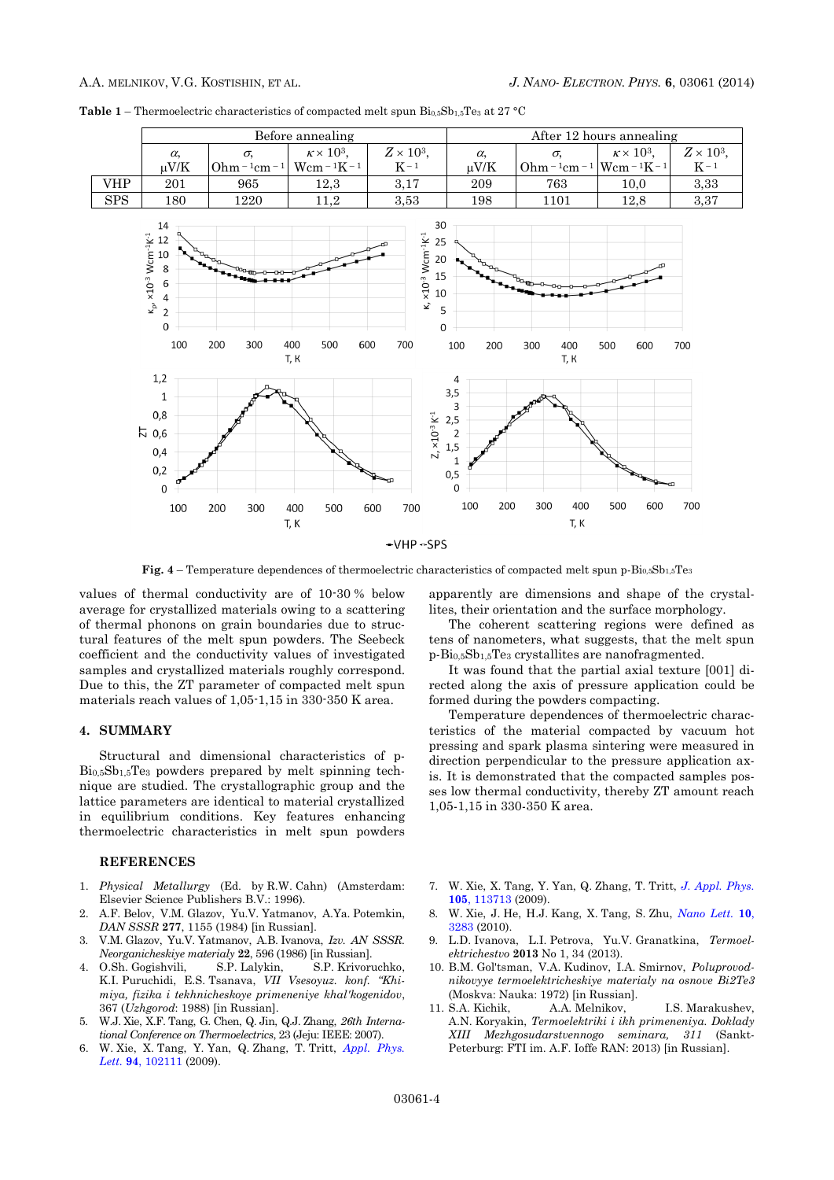**Table 1** – Thermoelectric characteristics of compacted melt spun $Bi_{0,5}Sb_{1,5}Te_3$ at 27 °C

| | Before annealing | | | | After 12 hours annealing | | | |
|---|---|---|---|---|---|---|---|---|
| | $\alpha$, μV/K | $\sigma$, $Ohm^{-1}cm^{-1}$ | $\kappa \times 10^3$, $Wcm^{-1}K^{-1}$ | $Z \times 10^3$, $K^{-1}$ | $\alpha$, μV/K | $\sigma$, $Ohm^{-1}cm^{-1}$ | $\kappa \times 10^3$, $Wcm^{-1}K^{-1}$ | $Z \times 10^3$, $K^{-1}$ |
| VHP | 201 | 965 | 12,3 | 3,17 | 209 | 763 | 10,0 | 3,33 |
| SPS | 180 | 1220 | 11,2 | 3,53 | 198 | 1101 | 12,8 | 3,37 |

κp, ×10-3 Wcm-1K-1
14
12
10
8
6
4
2
0
100 200 300 400 500 600 700
T, K

κ, ×10-3 Wcm-1K-1
30
25
20
15
10
5
0
100 200 300 400 500 600 700
T, K

ZT
1,2
1
0,8
0,6
0,4
0,2
0
100 200 300 400 500 600 700
T, K

Z, ×10-3 K-1
4
3,5
3
2,5
2
1,5
1
0,5
0
100 200 300 400 500 600 700
T, K

VHP SPS

**Fig. 4** – Temperature dependences of thermoelectric characteristics of compacted melt spun p-$Bi_{0.5}Sb_{1.5}Te_3$

values of thermal conductivity are of 10-30 % below average for crystallized materials owing to a scattering of thermal phonons on grain boundaries due to structural features of the melt spun powders. The Seebeck coefficient and the conductivity values of investigated samples and crystallized materials roughly correspond. Due to this, the ZT parameter of compacted melt spun materials reach values of 1,05-1,15 in 330-350 K area.

## 4. SUMMARY

Structural and dimensional characteristics of p-$Bi_{0,5}Sb_{1,5}Te_3$ powders prepared by melt spinning technique are studied. The crystallographic group and the lattice parameters are identical to material crystallized in equilibrium conditions. Key features enhancing thermoelectric characteristics in melt spun powders apparently are dimensions and shape of the crystallites, their orientation and the surface morphology.

The coherent scattering regions were defined as tens of nanometers, what suggests, that the melt spun p-$Bi_{0,5}Sb_{1,5}Te_3$ crystallites are nanofragmented.

It was found that the partial axial texture [001] directed along the axis of pressure application could be formed during the powders compacting.

Temperature dependences of thermoelectric characteristics of the material compacted by vacuum hot pressing and spark plasma sintering were measured in direction perpendicular to the pressure application axis. It is demonstrated that the compacted samples posses low thermal conductivity, thereby ZT amount reach 1,05-1,15 in 330-350 K area.

## REFERENCES

1. *Physical Metallurgy* (Ed. by R.W. Cahn) (Amsterdam: Elsevier Science Publishers B.V.: 1996).
2. A.F. Belov, V.M. Glazov, Yu.V. Yatmanov, A.Ya. Potemkin, *DAN SSSR* **277**, 1155 (1984) [in Russian].
3. V.M. Glazov, Yu.V. Yatmanov, A.B. Ivanova, *Izv. AN SSSR. Neorganicheskiye materialy* **22**, 596 (1986) [in Russian].
4. O.Sh. Gogishvili, S.P. Lalykin, S.P. Krivoruchko, K.I. Puruchidi, E.S. Tsanava, *VII Vsesoyuz. konf. "Khimiya, fizika i tekhnicheskoye primeneniye khal'kogenidov*, 367 (*Uzhgorod*: 1988) [in Russian].
5. W.J. Xie, X.F. Tang, G. Chen, Q. Jin, Q.J. Zhang, *26th International Conference on Thermoelectrics*, 23 (Jeju: IEEE: 2007).
6. W. Xie, X. Tang, Y. Yan, Q. Zhang, T. Tritt, *Appl. Phys. Lett.* **94**, 102111 (2009).
7. W. Xie, X. Tang, Y. Yan, Q. Zhang, T. Tritt, *J. Appl. Phys.* **105**, 113713 (2009).
8. W. Xie, J. He, H.J. Kang, X. Tang, S. Zhu, *Nano Lett.* **10**, 3283 (2010).
9. L.D. Ivanova, L.I. Petrova, Yu.V. Granatkina, *Termoelektrichestvo* **2013** No 1, 34 (2013).
10. B.M. Gol'tsman, V.A. Kudinov, I.A. Smirnov, *Poluprovodnikovyye termoelektricheskiye materialy na osnove Bi2Te3* (Moskva: Nauka: 1972) [in Russian].
11. S.A. Kichik, A.A. Melnikov, I.S. Marakushev, A.N. Koryakin, *Termoelektriki i ikh primeneniya. Doklady XIII Mezhgosudarstvennogo seminara, 311* (Sankt-Peterburg: FTI im. A.F. Ioffe RAN: 2013) [in Russian].